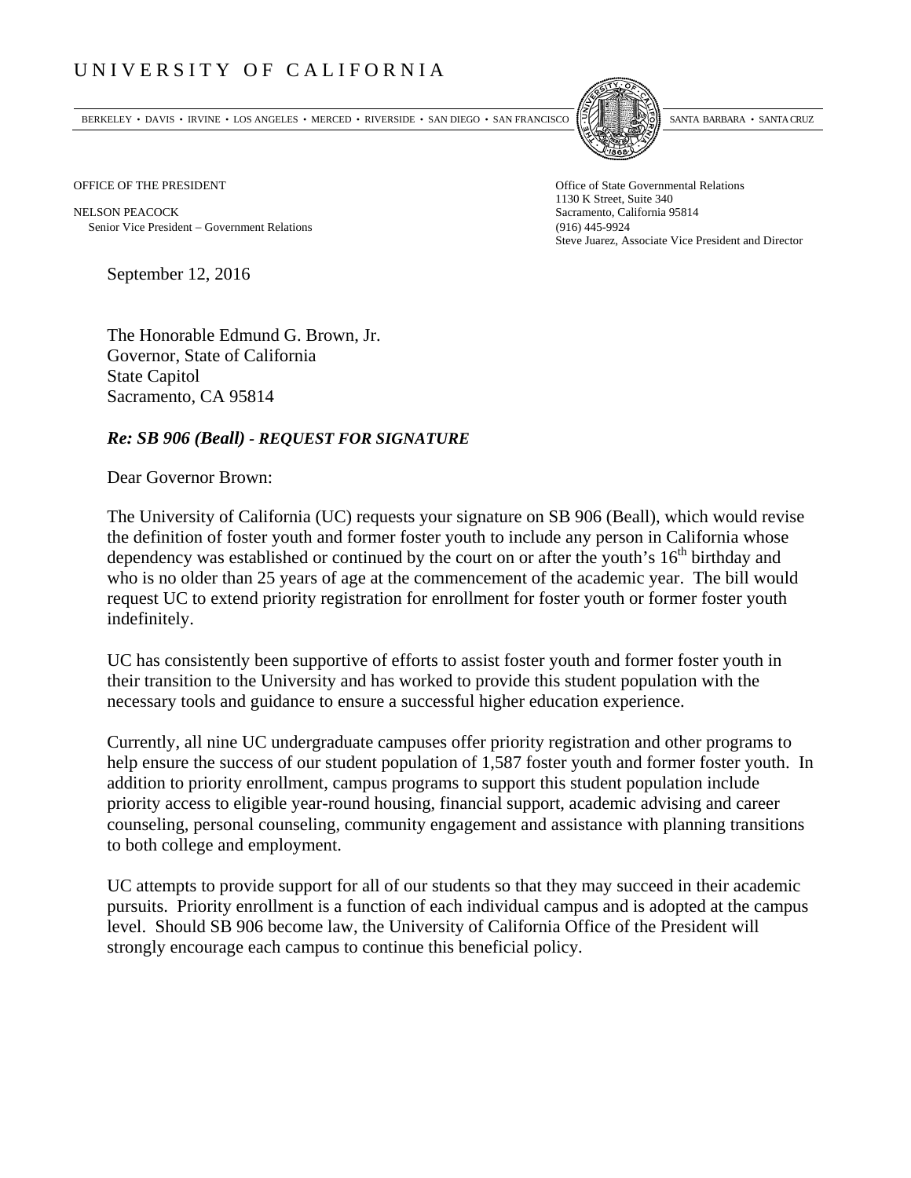# UNIVERSITY OF CALIFORNIA

BERKELEY • DAVIS • IRVINE • LOS ANGELES • MERCED • RIVERSIDE • SAN DIEGO • SAN FRANCISCO SANTA BARBARA • SANTA CRUZ

OFFICE OF THE PRESIDENT

NELSON PEACOCK
Senior Vice President – Government Relations

Office of State Governmental Relations
1130 K Street, Suite 340
Sacramento, California 95814
(916) 445-9924
Steve Juarez, Associate Vice President and Director

September 12, 2016

The Honorable Edmund G. Brown, Jr.
Governor, State of California
State Capitol
Sacramento, CA 95814

***Re: SB 906 (Beall) - REQUEST FOR SIGNATURE***

Dear Governor Brown:

The University of California (UC) requests your signature on SB 906 (Beall), which would revise the definition of foster youth and former foster youth to include any person in California whose dependency was established or continued by the court on or after the youth's 16th birthday and who is no older than 25 years of age at the commencement of the academic year. The bill would request UC to extend priority registration for enrollment for foster youth or former foster youth indefinitely.

UC has consistently been supportive of efforts to assist foster youth and former foster youth in their transition to the University and has worked to provide this student population with the necessary tools and guidance to ensure a successful higher education experience.

Currently, all nine UC undergraduate campuses offer priority registration and other programs to help ensure the success of our student population of 1,587 foster youth and former foster youth. In addition to priority enrollment, campus programs to support this student population include priority access to eligible year-round housing, financial support, academic advising and career counseling, personal counseling, community engagement and assistance with planning transitions to both college and employment.

UC attempts to provide support for all of our students so that they may succeed in their academic pursuits. Priority enrollment is a function of each individual campus and is adopted at the campus level. Should SB 906 become law, the University of California Office of the President will strongly encourage each campus to continue this beneficial policy.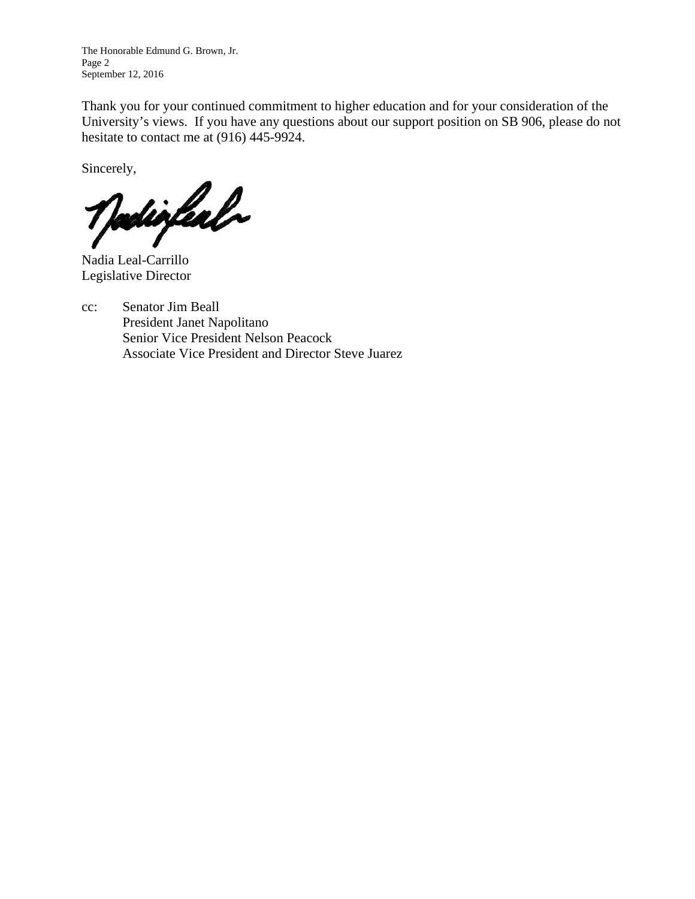Thank you for your continued commitment to higher education and for your consideration of the University's views. If you have any questions about our support position on SB 906, please do not hesitate to contact me at (916) 445-9924.

Sincerely,

Nadia Leal-Carrillo
Legislative Director

cc: Senator Jim Beall
President Janet Napolitano
Senior Vice President Nelson Peacock
Associate Vice President and Director Steve Juarez